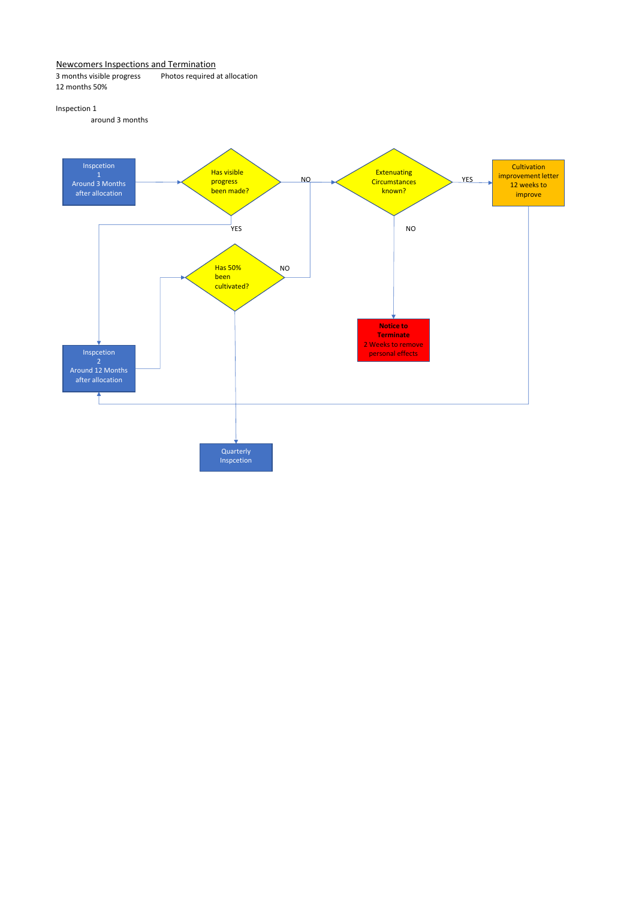## Newcomers Inspections and Termination

3 months visible progress    Photos required at allocation

12 months 50%

Inspection 1

around 3 months

Inspcetion 1
Around 3 Months after allocation

Has visible progress been made?

NO

Extenuating Circumstances known?

YES

Cultivation improvement letter 12 weeks to improve

YES

NO

Has 50% been cultivated?

NO

**Notice to Terminate**
2 Weeks to remove personal effects

Inspcetion 2
Around 12 Months after allocation

Quarterly Inspcetion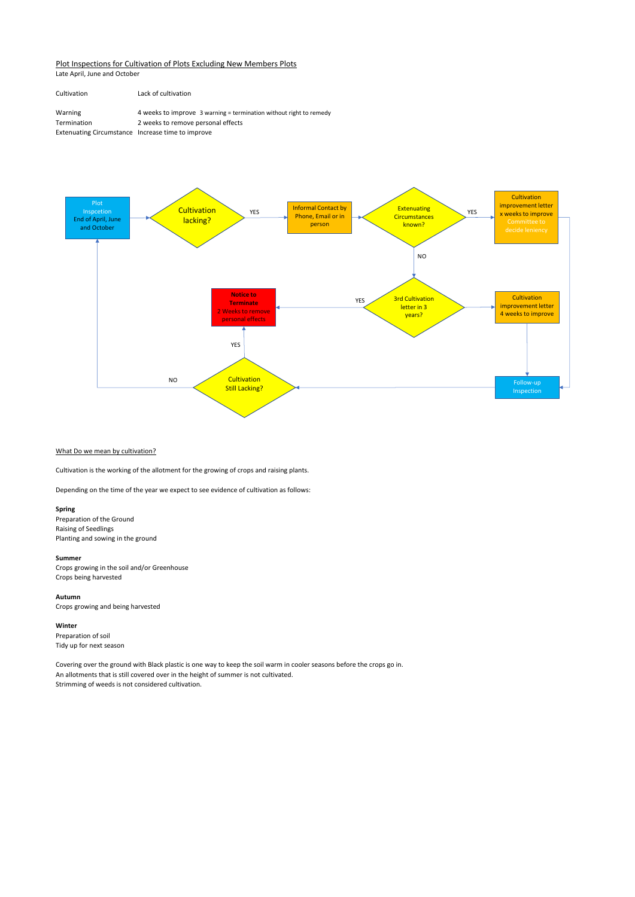Plot Inspections for Cultivation of Plots Excluding New Members Plots

Late April, June and October

| | |
|---|---|
| Cultivation | Lack of cultivation |
| | |
| Warning | 4 weeks to improve 3 warning = termination without right to remedy |
| Termination | 2 weeks to remove personal effects |
| Extenuating Circumstance | Increase time to improve |

Plot Inspcetion End of April, June and October

Cultivation lacking?

YES

Informal Contact by Phone, Email or in person

Extenuating Circumstances known?

YES

Cultivation improvement letter x weeks to improve Committee to decide leniency

NO

3rd Cultivation letter in 3 years?

YES

Notice to Terminate 2 Weeks to remove personal effects

Cultivation improvement letter 4 weeks to improve

YES

Follow-up Inspection

NO

Cultivation Still Lacking?

What Do we mean by cultivation?

Cultivation is the working of the allotment for the growing of crops and raising plants.

Depending on the time of the year we expect to see evidence of cultivation as follows:

**Spring**
Preparation of the Ground
Raising of Seedlings
Planting and sowing in the ground

**Summer**
Crops growing in the soil and/or Greenhouse
Crops being harvested

**Autumn**
Crops growing and being harvested

**Winter**
Preparation of soil
Tidy up for next season

Covering over the ground with Black plastic is one way to keep the soil warm in cooler seasons before the crops go in.
An allotments that is still covered over in the height of summer is not cultivated.
Strimming of weeds is not considered cultivation.